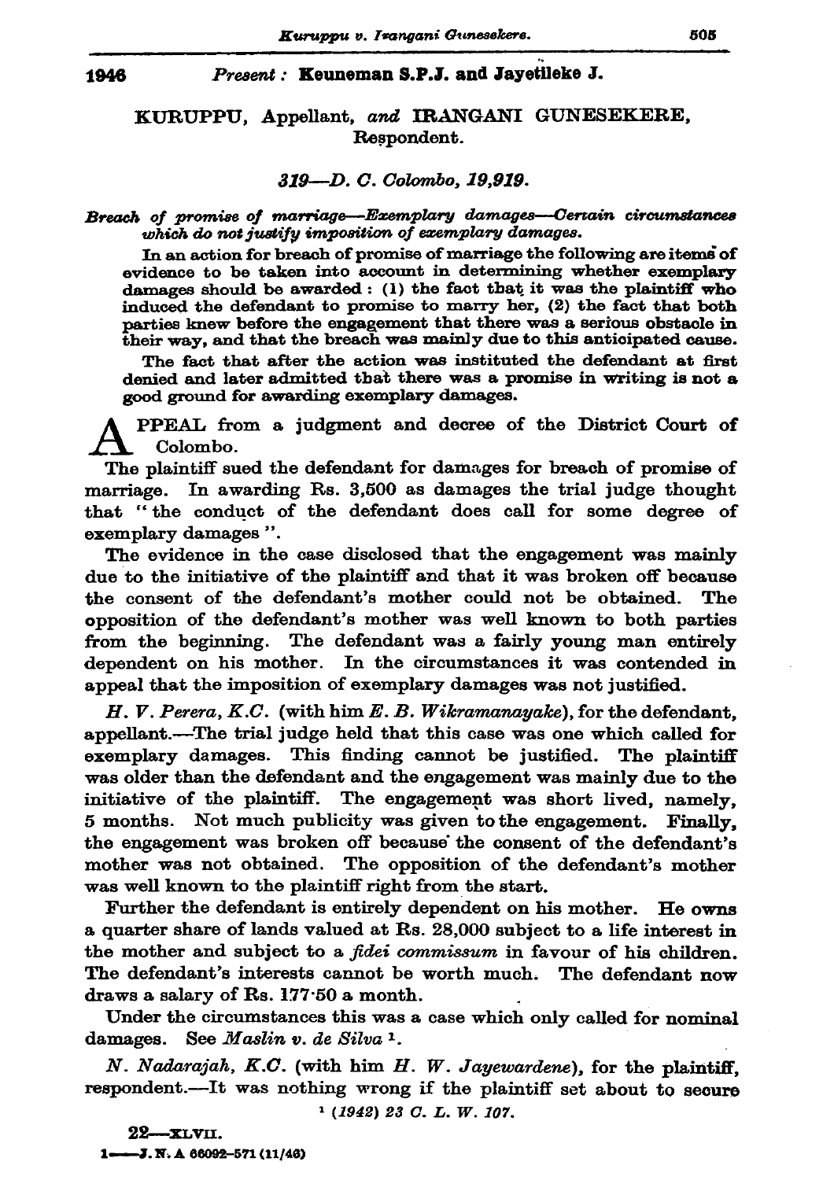1946 *Present:* **Keuneman S.P.J. and Jayetileke J.**

KURUPPU, Appellant, *and* IRANGANI GUNESEKERE, Respondent.

*319—D. C. Colombo, 19,919.*

*Breach of promise of marriage—Exemplary damages—Certain circumstances which do not justify imposition of exemplary damages.*

In an action for breach of promise of marriage the following are items of evidence to be taken into account in determining whether exemplary damages should be awarded : (1) the fact that it was the plaintiff who induced the defendant to promise to marry her, (2) the fact that both parties knew before the engagement that there was a serious obstacle in their way, and that the breach was mainly due to this anticipated cause.

The fact that after the action was instituted the defendant at first denied and later admitted that there was a promise in writing is not a good ground for awarding exemplary damages.

APPEAL from a judgment and decree of the District Court of Colombo.

The plaintiff sued the defendant for damages for breach of promise of marriage. In awarding Rs. 3,500 as damages the trial judge thought that " the conduct of the defendant does call for some degree of exemplary damages ".

The evidence in the case disclosed that the engagement was mainly due to the initiative of the plaintiff and that it was broken off because the consent of the defendant's mother could not be obtained. The opposition of the defendant's mother was well known to both parties from the beginning. The defendant was a fairly young man entirely dependent on his mother. In the circumstances it was contended in appeal that the imposition of exemplary damages was not justified.

*H. V. Perera, K.C.* (with him *E. B. Wikramanayake*), for the defendant, appellant.—The trial judge held that this case was one which called for exemplary damages. This finding cannot be justified. The plaintiff was older than the defendant and the engagement was mainly due to the initiative of the plaintiff. The engagement was short lived, namely, 5 months. Not much publicity was given to the engagement. Finally, the engagement was broken off because the consent of the defendant's mother was not obtained. The opposition of the defendant's mother was well known to the plaintiff right from the start.

Further the defendant is entirely dependent on his mother. He owns a quarter share of lands valued at Rs. 28,000 subject to a life interest in the mother and subject to a *fidei commissum* in favour of his children. The defendant's interests cannot be worth much. The defendant now draws a salary of Rs. 177·50 a month.

Under the circumstances this was a case which only called for nominal damages. See *Maslin v. de Silva* [1].

*N. Nadarajah, K.C.* (with him *H. W. Jayewardene*), for the plaintiff, respondent.—It was nothing wrong if the plaintiff set about to secure

[1] *(1942) 23 C. L. W. 107.*

22—XLVII.

1——J. N. A 66092-571 (11/46)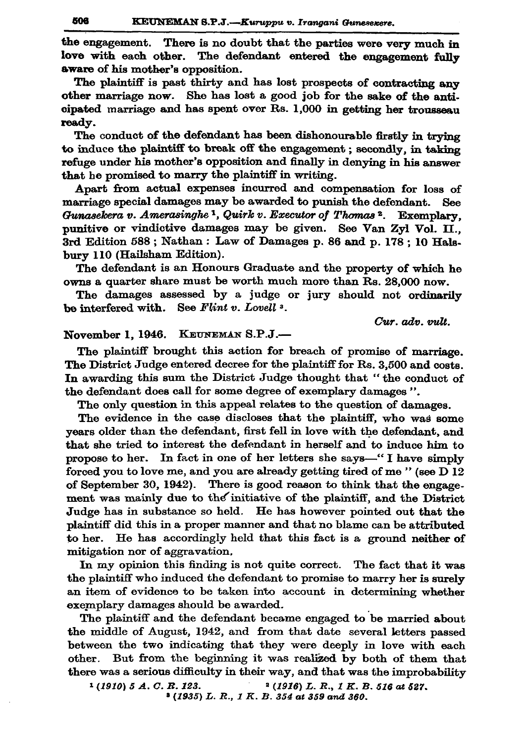the engagement. There is no doubt that the parties were very much in love with each other. The defendant entered the engagement fully aware of his mother's opposition.

The plaintiff is past thirty and has lost prospects of contracting any other marriage now. She has lost a good job for the sake of the anticipated marriage and has spent over Rs. 1,000 in getting her trousseau ready.

The conduct of the defendant has been dishonourable firstly in trying to induce the plaintiff to break off the engagement; secondly, in taking refuge under his mother's opposition and finally in denying in his answer that he promised to marry the plaintiff in writing.

Apart from actual expenses incurred and compensation for loss of marriage special damages may be awarded to punish the defendant. See *Gunasekera v. Amerasinghe* [1], *Quirk v. Executor of Thomas* [2]. Exemplary, punitive or vindictive damages may be given. See Van Zyl Vol. II., 3rd Edition 588; Nathan: Law of Damages p. 86 and p. 178; 10 Halsbury 110 (Hailsham Edition).

The defendant is an Honours Graduate and the property of which he owns a quarter share must be worth much more than Rs. 28,000 now.

The damages assessed by a judge or jury should not ordinarily be interfered with. See *Flint v. Lovell* [3].

*Cur. adv. vult.*

November 1, 1946. KEUNEMAN S.P.J.—

The plaintiff brought this action for breach of promise of marriage. The District Judge entered decree for the plaintiff for Rs. 3,500 and costs. In awarding this sum the District Judge thought that "the conduct of the defendant does call for some degree of exemplary damages".

The only question in this appeal relates to the question of damages.

The evidence in the case discloses that the plaintiff, who was some years older than the defendant, first fell in love with the defendant, and that she tried to interest the defendant in herself and to induce him to propose to her. In fact in one of her letters she says—"I have simply forced you to love me, and you are already getting tired of me" (see D 12 of September 30, 1942). There is good reason to think that the engagement was mainly due to the initiative of the plaintiff, and the District Judge has in substance so held. He has however pointed out that the plaintiff did this in a proper manner and that no blame can be attributed to her. He has accordingly held that this fact is a ground neither of mitigation nor of aggravation.

In my opinion this finding is not quite correct. The fact that it was the plaintiff who induced the defendant to promise to marry her is surely an item of evidence to be taken into account in determining whether exemplary damages should be awarded.

The plaintiff and the defendant became engaged to be married about the middle of August, 1942, and from that date several letters passed between the two indicating that they were deeply in love with each other. But from the beginning it was realized by both of them that there was a serious difficulty in their way, and that was the improbability

[1] *(1910) 5 A. C. R. 123.*
[2] *(1916) L. R., 1 K. B. 516 at 527.*
[3] *(1935) L. R., 1 K. B. 354 at 359 and 360.*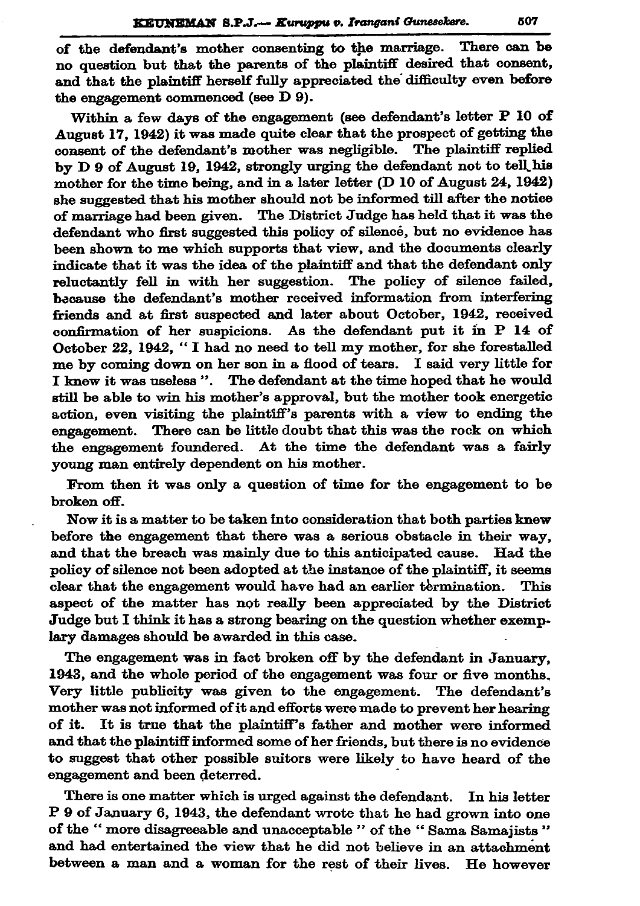of the defendant's mother consenting to the marriage. There can be no question but that the parents of the plaintiff desired that consent, and that the plaintiff herself fully appreciated the difficulty even before the engagement commenced (see D 9).

Within a few days of the engagement (see defendant's letter P 10 of August 17, 1942) it was made quite clear that the prospect of getting the consent of the defendant's mother was negligible. The plaintiff replied by D 9 of August 19, 1942, strongly urging the defendant not to tell his mother for the time being, and in a later letter (D 10 of August 24, 1942) she suggested that his mother should not be informed till after the notice of marriage had been given. The District Judge has held that it was the defendant who first suggested this policy of silence, but no evidence has been shown to me which supports that view, and the documents clearly indicate that it was the idea of the plaintiff and that the defendant only reluctantly fell in with her suggestion. The policy of silence failed, because the defendant's mother received information from interfering friends and at first suspected and later about October, 1942, received confirmation of her suspicions. As the defendant put it in P 14 of October 22, 1942, " I had no need to tell my mother, for she forestalled me by coming down on her son in a flood of tears. I said very little for I knew it was useless ". The defendant at the time hoped that he would still be able to win his mother's approval, but the mother took energetic action, even visiting the plaintiff's parents with a view to ending the engagement. There can be little doubt that this was the rock on which the engagement foundered. At the time the defendant was a fairly young man entirely dependent on his mother.

From then it was only a question of time for the engagement to be broken off.

Now it is a matter to be taken into consideration that both parties knew before the engagement that there was a serious obstacle in their way, and that the breach was mainly due to this anticipated cause. Had the policy of silence not been adopted at the instance of the plaintiff, it seems clear that the engagement would have had an earlier termination. This aspect of the matter has not really been appreciated by the District Judge but I think it has a strong bearing on the question whether exemplary damages should be awarded in this case.

The engagement was in fact broken off by the defendant in January, 1943, and the whole period of the engagement was four or five months. Very little publicity was given to the engagement. The defendant's mother was not informed of it and efforts were made to prevent her hearing of it. It is true that the plaintiff's father and mother were informed and that the plaintiff informed some of her friends, but there is no evidence to suggest that other possible suitors were likely to have heard of the engagement and been deterred.

There is one matter which is urged against the defendant. In his letter P 9 of January 6, 1943, the defendant wrote that he had grown into one of the " more disagreeable and unacceptable " of the " Sama Samajists " and had entertained the view that he did not believe in an attachment between a man and a woman for the rest of their lives. He however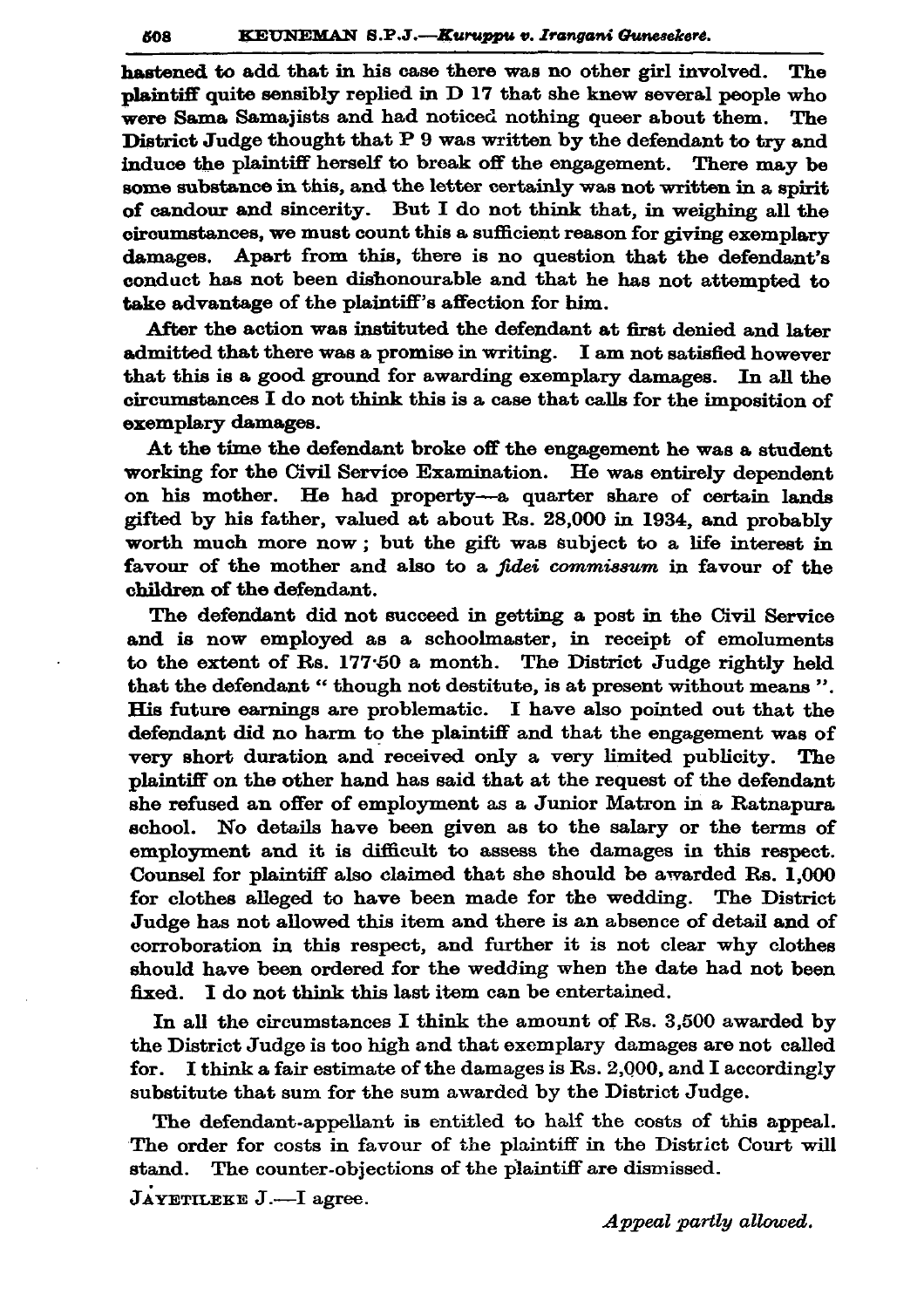hastened to add that in his case there was no other girl involved. The plaintiff quite sensibly replied in D 17 that she knew several people who were Sama Samajists and had noticed nothing queer about them. The District Judge thought that P 9 was written by the defendant to try and induce the plaintiff herself to break off the engagement. There may be some substance in this, and the letter certainly was not written in a spirit of candour and sincerity. But I do not think that, in weighing all the circumstances, we must count this a sufficient reason for giving exemplary damages. Apart from this, there is no question that the defendant's conduct has not been dishonourable and that he has not attempted to take advantage of the plaintiff's affection for him.

After the action was instituted the defendant at first denied and later admitted that there was a promise in writing. I am not satisfied however that this is a good ground for awarding exemplary damages. In all the circumstances I do not think this is a case that calls for the imposition of exemplary damages.

At the time the defendant broke off the engagement he was a student working for the Civil Service Examination. He was entirely dependent on his mother. He had property—a quarter share of certain lands gifted by his father, valued at about Rs. 28,000 in 1934, and probably worth much more now; but the gift was subject to a life interest in favour of the mother and also to a *fidei commissum* in favour of the children of the defendant.

The defendant did not succeed in getting a post in the Civil Service and is now employed as a schoolmaster, in receipt of emoluments to the extent of Rs. 177·50 a month. The District Judge rightly held that the defendant " though not destitute, is at present without means ". His future earnings are problematic. I have also pointed out that the defendant did no harm to the plaintiff and that the engagement was of very short duration and received only a very limited publicity. The plaintiff on the other hand has said that at the request of the defendant she refused an offer of employment as a Junior Matron in a Ratnapura school. No details have been given as to the salary or the terms of employment and it is difficult to assess the damages in this respect. Counsel for plaintiff also claimed that she should be awarded Rs. 1,000 for clothes alleged to have been made for the wedding. The District Judge has not allowed this item and there is an absence of detail and of corroboration in this respect, and further it is not clear why clothes should have been ordered for the wedding when the date had not been fixed. I do not think this last item can be entertained.

In all the circumstances I think the amount of Rs. 3,500 awarded by the District Judge is too high and that exemplary damages are not called for. I think a fair estimate of the damages is Rs. 2,000, and I accordingly substitute that sum for the sum awarded by the District Judge.

The defendant-appellant is entitled to half the costs of this appeal. The order for costs in favour of the plaintiff in the District Court will stand. The counter-objections of the plaintiff are dismissed.

JAYETILEKE J.—I agree.

*Appeal partly allowed.*